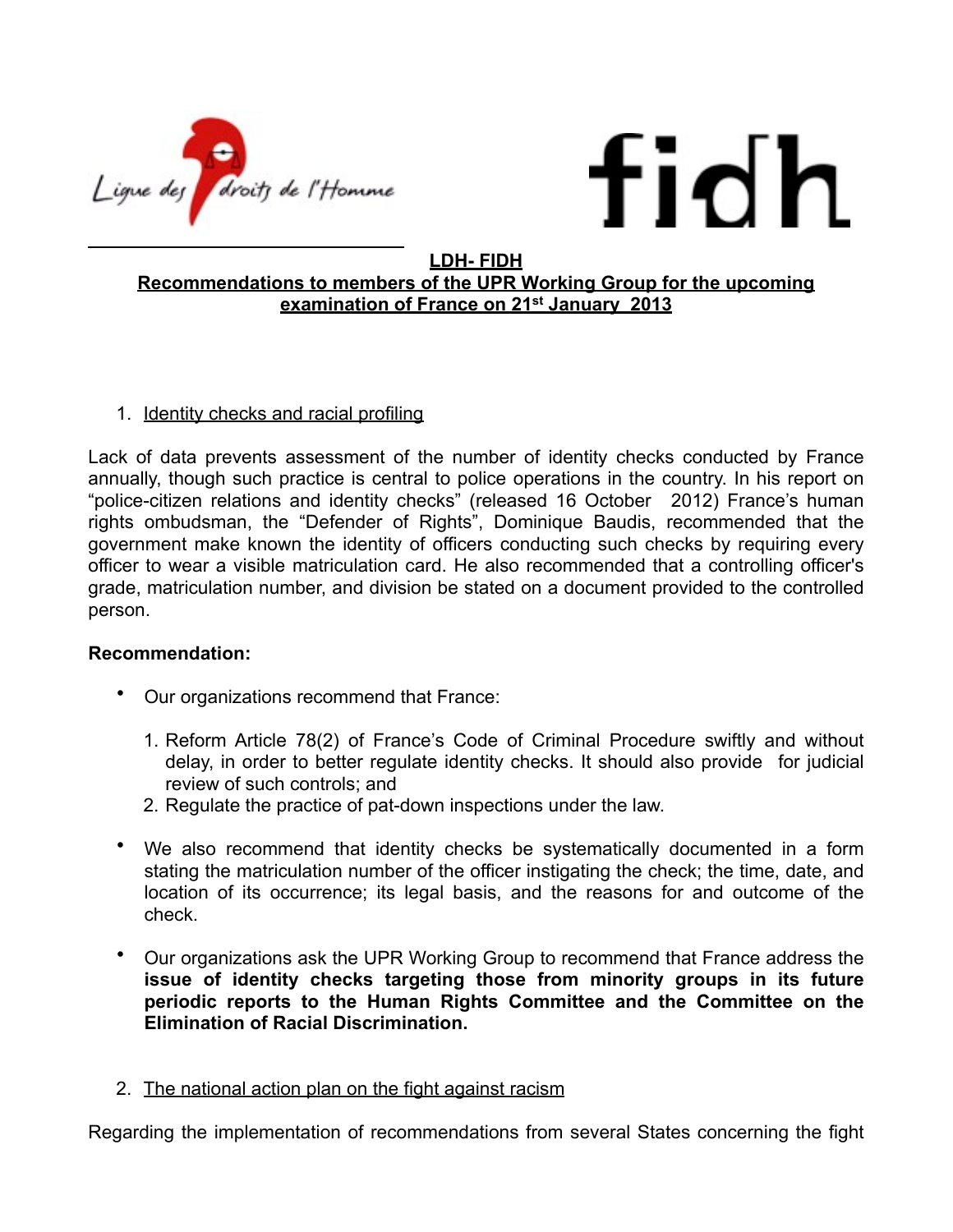Ligue des droits de l'Homme

fidh

**LDH- FIDH**

**Recommendations to members of the UPR Working Group for the upcoming examination of France on 21st January 2013**

1. Identity checks and racial profiling

Lack of data prevents assessment of the number of identity checks conducted by France annually, though such practice is central to police operations in the country. In his report on "police-citizen relations and identity checks" (released 16 October 2012) France's human rights ombudsman, the "Defender of Rights", Dominique Baudis, recommended that the government make known the identity of officers conducting such checks by requiring every officer to wear a visible matriculation card. He also recommended that a controlling officer's grade, matriculation number, and division be stated on a document provided to the controlled person.

**Recommendation:**

- Our organizations recommend that France:
  1. Reform Article 78(2) of France's Code of Criminal Procedure swiftly and without delay, in order to better regulate identity checks. It should also provide for judicial review of such controls; and
  2. Regulate the practice of pat-down inspections under the law.
- We also recommend that identity checks be systematically documented in a form stating the matriculation number of the officer instigating the check; the time, date, and location of its occurrence; its legal basis, and the reasons for and outcome of the check.
- Our organizations ask the UPR Working Group to recommend that France address the **issue of identity checks targeting those from minority groups in its future periodic reports to the Human Rights Committee and the Committee on the Elimination of Racial Discrimination.**

2. The national action plan on the fight against racism

Regarding the implementation of recommendations from several States concerning the fight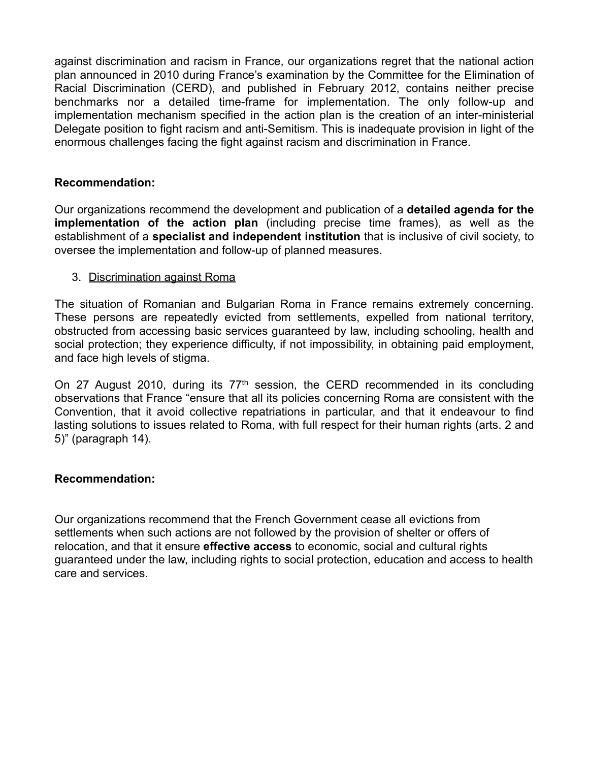against discrimination and racism in France, our organizations regret that the national action plan announced in 2010 during France's examination by the Committee for the Elimination of Racial Discrimination (CERD), and published in February 2012, contains neither precise benchmarks nor a detailed time-frame for implementation. The only follow-up and implementation mechanism specified in the action plan is the creation of an inter-ministerial Delegate position to fight racism and anti-Semitism. This is inadequate provision in light of the enormous challenges facing the fight against racism and discrimination in France.

**Recommendation:**

Our organizations recommend the development and publication of a **detailed agenda for the implementation of the action plan** (including precise time frames), as well as the establishment of a **specialist and independent institution** that is inclusive of civil society, to oversee the implementation and follow-up of planned measures.

3. <u>Discrimination against Roma</u>

The situation of Romanian and Bulgarian Roma in France remains extremely concerning. These persons are repeatedly evicted from settlements, expelled from national territory, obstructed from accessing basic services guaranteed by law, including schooling, health and social protection; they experience difficulty, if not impossibility, in obtaining paid employment, and face high levels of stigma.

On 27 August 2010, during its 77th session, the CERD recommended in its concluding observations that France "ensure that all its policies concerning Roma are consistent with the Convention, that it avoid collective repatriations in particular, and that it endeavour to find lasting solutions to issues related to Roma, with full respect for their human rights (arts. 2 and 5)" (paragraph 14).

**Recommendation:**

Our organizations recommend that the French Government cease all evictions from settlements when such actions are not followed by the provision of shelter or offers of relocation, and that it ensure **effective access** to economic, social and cultural rights guaranteed under the law, including rights to social protection, education and access to health care and services.